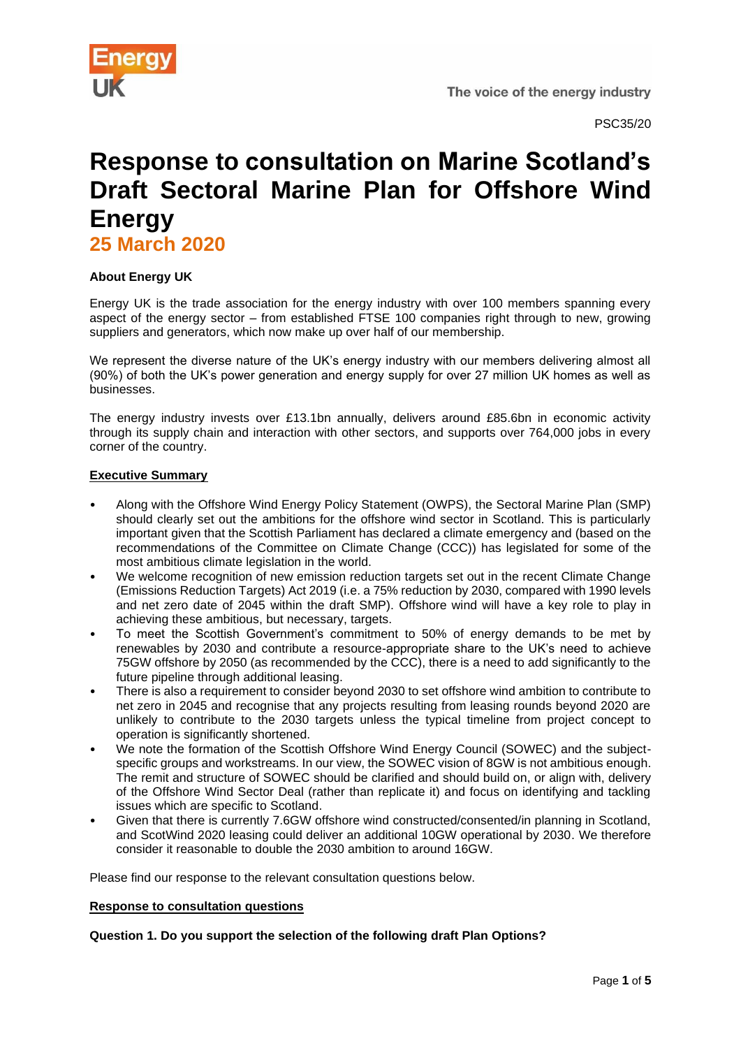PSC35/20

# Response to consultation on Marine Scotland's Draft Sectoral Marine Plan for Offshore Wind Energy

## 25 March 2020

**About Energy UK**

Energy UK is the trade association for the energy industry with over 100 members spanning every aspect of the energy sector – from established FTSE 100 companies right through to new, growing suppliers and generators, which now make up over half of our membership.

We represent the diverse nature of the UK's energy industry with our members delivering almost all (90%) of both the UK's power generation and energy supply for over 27 million UK homes as well as businesses.

The energy industry invests over £13.1bn annually, delivers around £85.6bn in economic activity through its supply chain and interaction with other sectors, and supports over 764,000 jobs in every corner of the country.

**Executive Summary**

- Along with the Offshore Wind Energy Policy Statement (OWPS), the Sectoral Marine Plan (SMP) should clearly set out the ambitions for the offshore wind sector in Scotland. This is particularly important given that the Scottish Parliament has declared a climate emergency and (based on the recommendations of the Committee on Climate Change (CCC)) has legislated for some of the most ambitious climate legislation in the world.
- We welcome recognition of new emission reduction targets set out in the recent Climate Change (Emissions Reduction Targets) Act 2019 (i.e. a 75% reduction by 2030, compared with 1990 levels and net zero date of 2045 within the draft SMP). Offshore wind will have a key role to play in achieving these ambitious, but necessary, targets.
- To meet the Scottish Government's commitment to 50% of energy demands to be met by renewables by 2030 and contribute a resource-appropriate share to the UK's need to achieve 75GW offshore by 2050 (as recommended by the CCC), there is a need to add significantly to the future pipeline through additional leasing.
- There is also a requirement to consider beyond 2030 to set offshore wind ambition to contribute to net zero in 2045 and recognise that any projects resulting from leasing rounds beyond 2020 are unlikely to contribute to the 2030 targets unless the typical timeline from project concept to operation is significantly shortened.
- We note the formation of the Scottish Offshore Wind Energy Council (SOWEC) and the subject-specific groups and workstreams. In our view, the SOWEC vision of 8GW is not ambitious enough. The remit and structure of SOWEC should be clarified and should build on, or align with, delivery of the Offshore Wind Sector Deal (rather than replicate it) and focus on identifying and tackling issues which are specific to Scotland.
- Given that there is currently 7.6GW offshore wind constructed/consented/in planning in Scotland, and ScotWind 2020 leasing could deliver an additional 10GW operational by 2030. We therefore consider it reasonable to double the 2030 ambition to around 16GW.

Please find our response to the relevant consultation questions below.

**Response to consultation questions**

**Question 1. Do you support the selection of the following draft Plan Options?**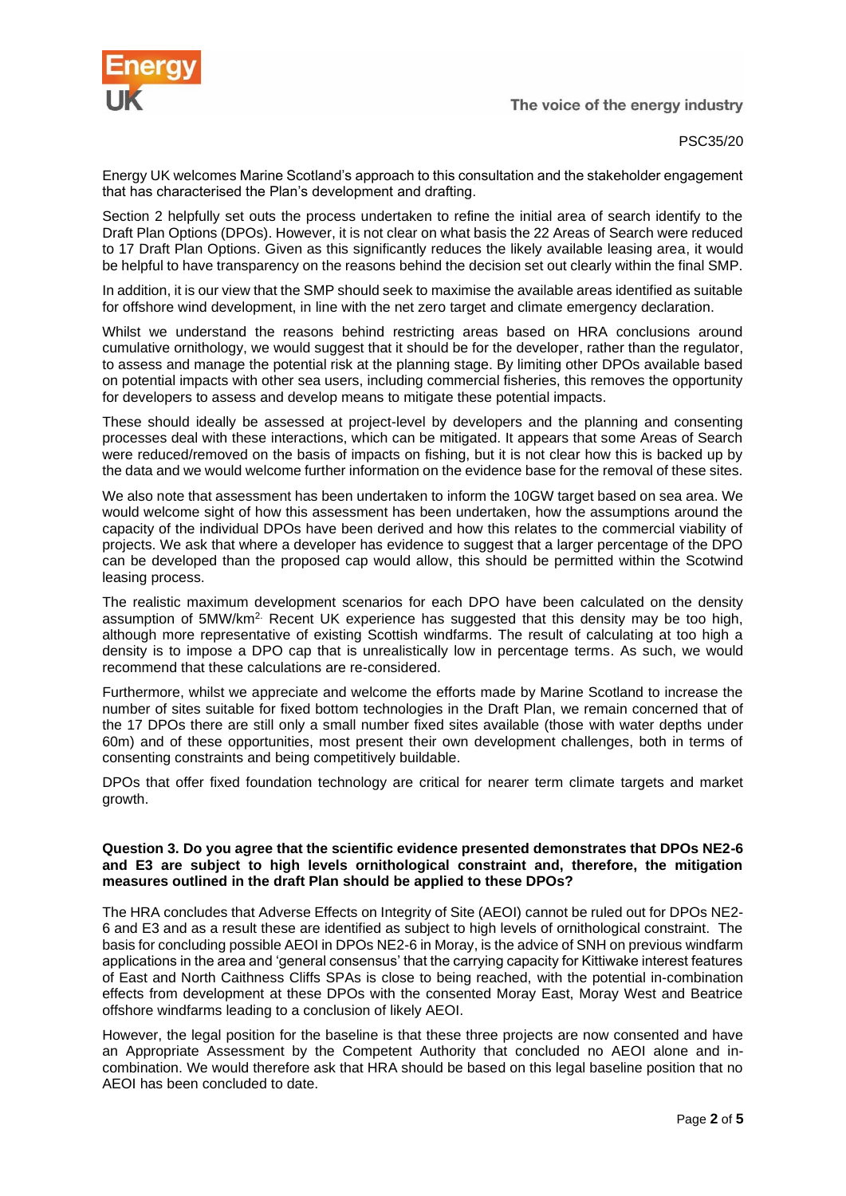PSC35/20

Energy UK welcomes Marine Scotland's approach to this consultation and the stakeholder engagement that has characterised the Plan's development and drafting.

Section 2 helpfully set outs the process undertaken to refine the initial area of search identify to the Draft Plan Options (DPOs). However, it is not clear on what basis the 22 Areas of Search were reduced to 17 Draft Plan Options. Given as this significantly reduces the likely available leasing area, it would be helpful to have transparency on the reasons behind the decision set out clearly within the final SMP.

In addition, it is our view that the SMP should seek to maximise the available areas identified as suitable for offshore wind development, in line with the net zero target and climate emergency declaration.

Whilst we understand the reasons behind restricting areas based on HRA conclusions around cumulative ornithology, we would suggest that it should be for the developer, rather than the regulator, to assess and manage the potential risk at the planning stage. By limiting other DPOs available based on potential impacts with other sea users, including commercial fisheries, this removes the opportunity for developers to assess and develop means to mitigate these potential impacts.

These should ideally be assessed at project-level by developers and the planning and consenting processes deal with these interactions, which can be mitigated. It appears that some Areas of Search were reduced/removed on the basis of impacts on fishing, but it is not clear how this is backed up by the data and we would welcome further information on the evidence base for the removal of these sites.

We also note that assessment has been undertaken to inform the 10GW target based on sea area. We would welcome sight of how this assessment has been undertaken, how the assumptions around the capacity of the individual DPOs have been derived and how this relates to the commercial viability of projects. We ask that where a developer has evidence to suggest that a larger percentage of the DPO can be developed than the proposed cap would allow, this should be permitted within the Scotwind leasing process.

The realistic maximum development scenarios for each DPO have been calculated on the density assumption of 5MW/km$^2$. Recent UK experience has suggested that this density may be too high, although more representative of existing Scottish windfarms. The result of calculating at too high a density is to impose a DPO cap that is unrealistically low in percentage terms. As such, we would recommend that these calculations are re-considered.

Furthermore, whilst we appreciate and welcome the efforts made by Marine Scotland to increase the number of sites suitable for fixed bottom technologies in the Draft Plan, we remain concerned that of the 17 DPOs there are still only a small number fixed sites available (those with water depths under 60m) and of these opportunities, most present their own development challenges, both in terms of consenting constraints and being competitively buildable.

DPOs that offer fixed foundation technology are critical for nearer term climate targets and market growth.

**Question 3. Do you agree that the scientific evidence presented demonstrates that DPOs NE2-6 and E3 are subject to high levels ornithological constraint and, therefore, the mitigation measures outlined in the draft Plan should be applied to these DPOs?**

The HRA concludes that Adverse Effects on Integrity of Site (AEOI) cannot be ruled out for DPOs NE2-6 and E3 and as a result these are identified as subject to high levels of ornithological constraint. The basis for concluding possible AEOI in DPOs NE2-6 in Moray, is the advice of SNH on previous windfarm applications in the area and 'general consensus' that the carrying capacity for Kittiwake interest features of East and North Caithness Cliffs SPAs is close to being reached, with the potential in-combination effects from development at these DPOs with the consented Moray East, Moray West and Beatrice offshore windfarms leading to a conclusion of likely AEOI.

However, the legal position for the baseline is that these three projects are now consented and have an Appropriate Assessment by the Competent Authority that concluded no AEOI alone and in-combination. We would therefore ask that HRA should be based on this legal baseline position that no AEOI has been concluded to date.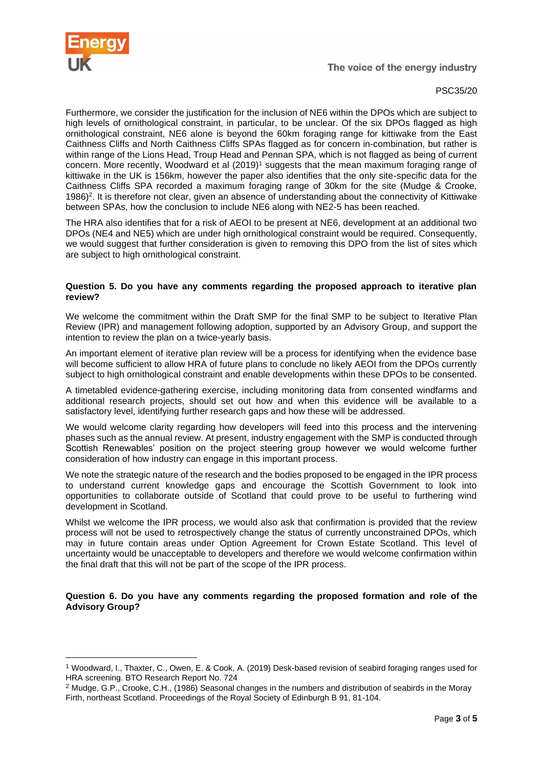Furthermore, we consider the justification for the inclusion of NE6 within the DPOs which are subject to high levels of ornithological constraint, in particular, to be unclear. Of the six DPOs flagged as high ornithological constraint, NE6 alone is beyond the 60km foraging range for kittiwake from the East Caithness Cliffs and North Caithness Cliffs SPAs flagged as for concern in-combination, but rather is within range of the Lions Head, Troup Head and Pennan SPA, which is not flagged as being of current concern. More recently, Woodward et al (2019)[1] suggests that the mean maximum foraging range of kittiwake in the UK is 156km, however the paper also identifies that the only site-specific data for the Caithness Cliffs SPA recorded a maximum foraging range of 30km for the site (Mudge & Crooke, 1986)[2]. It is therefore not clear, given an absence of understanding about the connectivity of Kittiwake between SPAs, how the conclusion to include NE6 along with NE2-5 has been reached.

The HRA also identifies that for a risk of AEOI to be present at NE6, development at an additional two DPOs (NE4 and NE5) which are under high ornithological constraint would be required. Consequently, we would suggest that further consideration is given to removing this DPO from the list of sites which are subject to high ornithological constraint.

**Question 5. Do you have any comments regarding the proposed approach to iterative plan review?**

We welcome the commitment within the Draft SMP for the final SMP to be subject to Iterative Plan Review (IPR) and management following adoption, supported by an Advisory Group, and support the intention to review the plan on a twice-yearly basis.

An important element of iterative plan review will be a process for identifying when the evidence base will become sufficient to allow HRA of future plans to conclude no likely AEOI from the DPOs currently subject to high ornithological constraint and enable developments within these DPOs to be consented.

A timetabled evidence-gathering exercise, including monitoring data from consented windfarms and additional research projects, should set out how and when this evidence will be available to a satisfactory level, identifying further research gaps and how these will be addressed.

We would welcome clarity regarding how developers will feed into this process and the intervening phases such as the annual review. At present, industry engagement with the SMP is conducted through Scottish Renewables' position on the project steering group however we would welcome further consideration of how industry can engage in this important process.

We note the strategic nature of the research and the bodies proposed to be engaged in the IPR process to understand current knowledge gaps and encourage the Scottish Government to look into opportunities to collaborate outside of Scotland that could prove to be useful to furthering wind development in Scotland.

Whilst we welcome the IPR process, we would also ask that confirmation is provided that the review process will not be used to retrospectively change the status of currently unconstrained DPOs, which may in future contain areas under Option Agreement for Crown Estate Scotland. This level of uncertainty would be unacceptable to developers and therefore we would welcome confirmation within the final draft that this will not be part of the scope of the IPR process.

**Question 6. Do you have any comments regarding the proposed formation and role of the Advisory Group?**

---

[1] Woodward, I., Thaxter, C., Owen, E. & Cook, A. (2019) Desk-based revision of seabird foraging ranges used for HRA screening. BTO Research Report No. 724

[2] Mudge, G.P., Crooke, C.H., (1986) Seasonal changes in the numbers and distribution of seabirds in the Moray Firth, northeast Scotland. Proceedings of the Royal Society of Edinburgh B 91, 81-104.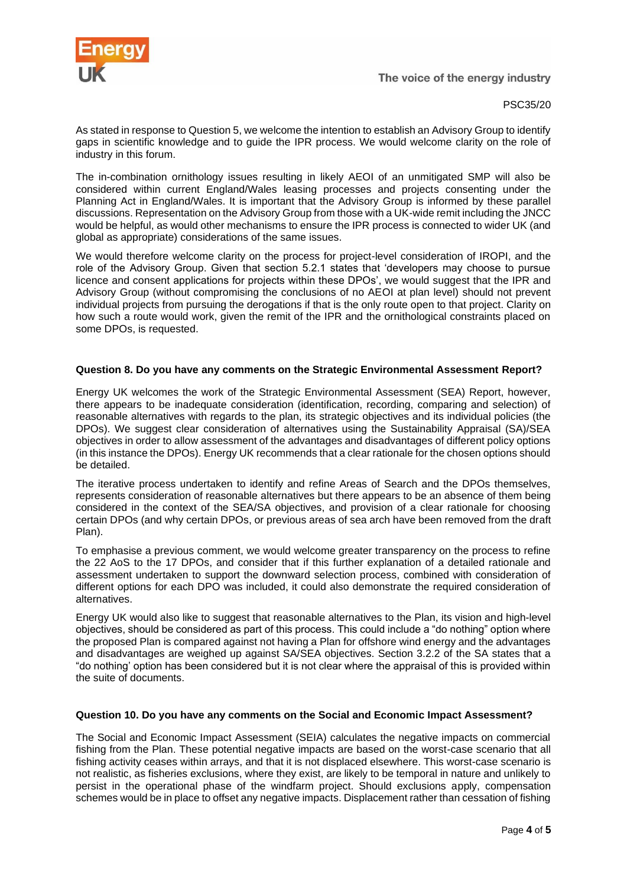As stated in response to Question 5, we welcome the intention to establish an Advisory Group to identify gaps in scientific knowledge and to guide the IPR process. We would welcome clarity on the role of industry in this forum.

The in-combination ornithology issues resulting in likely AEOI of an unmitigated SMP will also be considered within current England/Wales leasing processes and projects consenting under the Planning Act in England/Wales. It is important that the Advisory Group is informed by these parallel discussions. Representation on the Advisory Group from those with a UK-wide remit including the JNCC would be helpful, as would other mechanisms to ensure the IPR process is connected to wider UK (and global as appropriate) considerations of the same issues.

We would therefore welcome clarity on the process for project-level consideration of IROPI, and the role of the Advisory Group. Given that section 5.2.1 states that 'developers may choose to pursue licence and consent applications for projects within these DPOs', we would suggest that the IPR and Advisory Group (without compromising the conclusions of no AEOI at plan level) should not prevent individual projects from pursuing the derogations if that is the only route open to that project. Clarity on how such a route would work, given the remit of the IPR and the ornithological constraints placed on some DPOs, is requested.

**Question 8. Do you have any comments on the Strategic Environmental Assessment Report?**

Energy UK welcomes the work of the Strategic Environmental Assessment (SEA) Report, however, there appears to be inadequate consideration (identification, recording, comparing and selection) of reasonable alternatives with regards to the plan, its strategic objectives and its individual policies (the DPOs). We suggest clear consideration of alternatives using the Sustainability Appraisal (SA)/SEA objectives in order to allow assessment of the advantages and disadvantages of different policy options (in this instance the DPOs). Energy UK recommends that a clear rationale for the chosen options should be detailed.

The iterative process undertaken to identify and refine Areas of Search and the DPOs themselves, represents consideration of reasonable alternatives but there appears to be an absence of them being considered in the context of the SEA/SA objectives, and provision of a clear rationale for choosing certain DPOs (and why certain DPOs, or previous areas of sea arch have been removed from the draft Plan).

To emphasise a previous comment, we would welcome greater transparency on the process to refine the 22 AoS to the 17 DPOs, and consider that if this further explanation of a detailed rationale and assessment undertaken to support the downward selection process, combined with consideration of different options for each DPO was included, it could also demonstrate the required consideration of alternatives.

Energy UK would also like to suggest that reasonable alternatives to the Plan, its vision and high-level objectives, should be considered as part of this process. This could include a "do nothing" option where the proposed Plan is compared against not having a Plan for offshore wind energy and the advantages and disadvantages are weighed up against SA/SEA objectives. Section 3.2.2 of the SA states that a "do nothing' option has been considered but it is not clear where the appraisal of this is provided within the suite of documents.

**Question 10. Do you have any comments on the Social and Economic Impact Assessment?**

The Social and Economic Impact Assessment (SEIA) calculates the negative impacts on commercial fishing from the Plan. These potential negative impacts are based on the worst-case scenario that all fishing activity ceases within arrays, and that it is not displaced elsewhere. This worst-case scenario is not realistic, as fisheries exclusions, where they exist, are likely to be temporal in nature and unlikely to persist in the operational phase of the windfarm project. Should exclusions apply, compensation schemes would be in place to offset any negative impacts. Displacement rather than cessation of fishing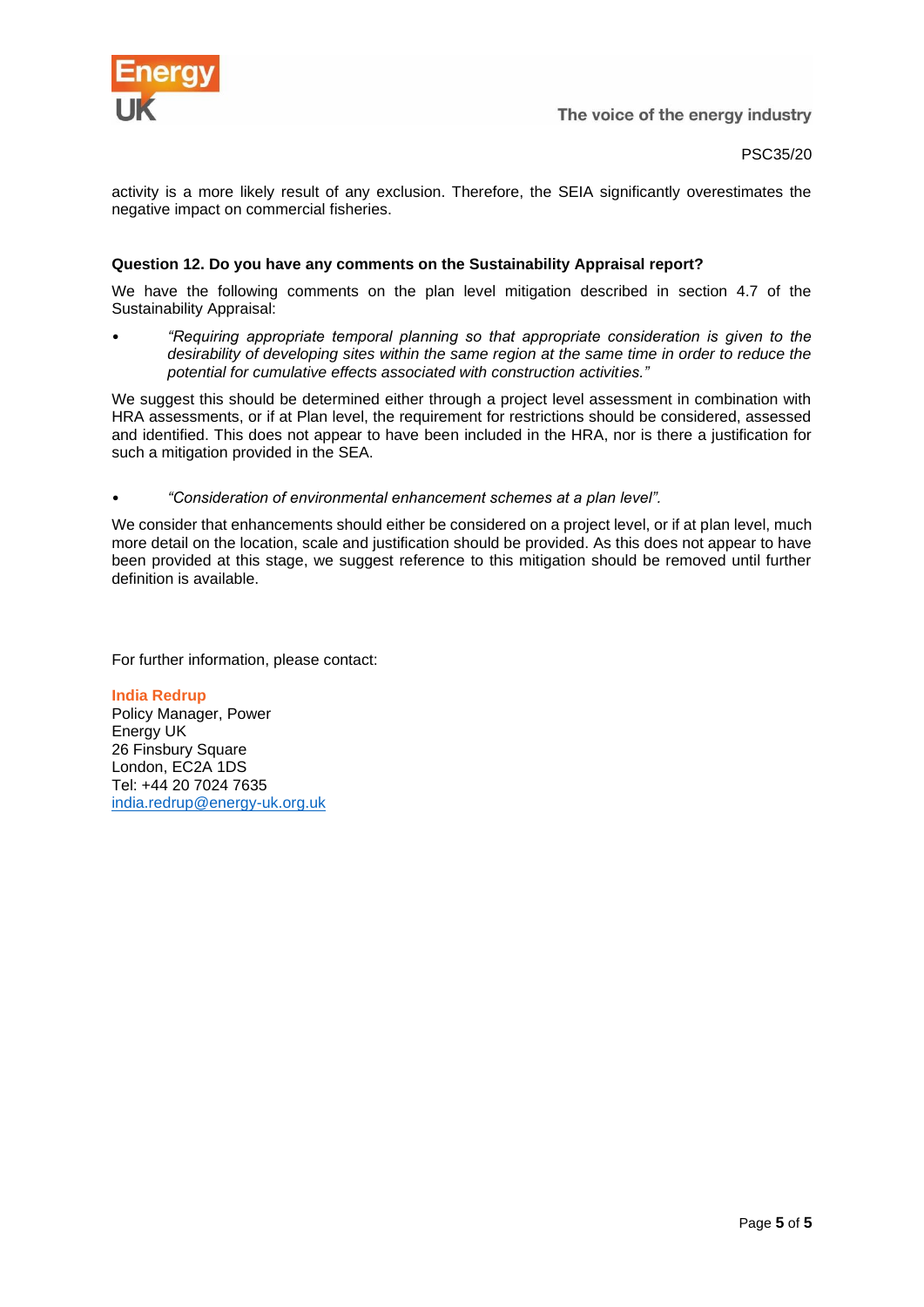activity is a more likely result of any exclusion. Therefore, the SEIA significantly overestimates the negative impact on commercial fisheries.

**Question 12. Do you have any comments on the Sustainability Appraisal report?**

We have the following comments on the plan level mitigation described in section 4.7 of the Sustainability Appraisal:

- *"Requiring appropriate temporal planning so that appropriate consideration is given to the desirability of developing sites within the same region at the same time in order to reduce the potential for cumulative effects associated with construction activities."*

We suggest this should be determined either through a project level assessment in combination with HRA assessments, or if at Plan level, the requirement for restrictions should be considered, assessed and identified. This does not appear to have been included in the HRA, nor is there a justification for such a mitigation provided in the SEA.

- *"Consideration of environmental enhancement schemes at a plan level".*

We consider that enhancements should either be considered on a project level, or if at plan level, much more detail on the location, scale and justification should be provided. As this does not appear to have been provided at this stage, we suggest reference to this mitigation should be removed until further definition is available.

For further information, please contact:

**India Redrup**
Policy Manager, Power
Energy UK
26 Finsbury Square
London, EC2A 1DS
Tel: +44 20 7024 7635
india.redrup@energy-uk.org.uk